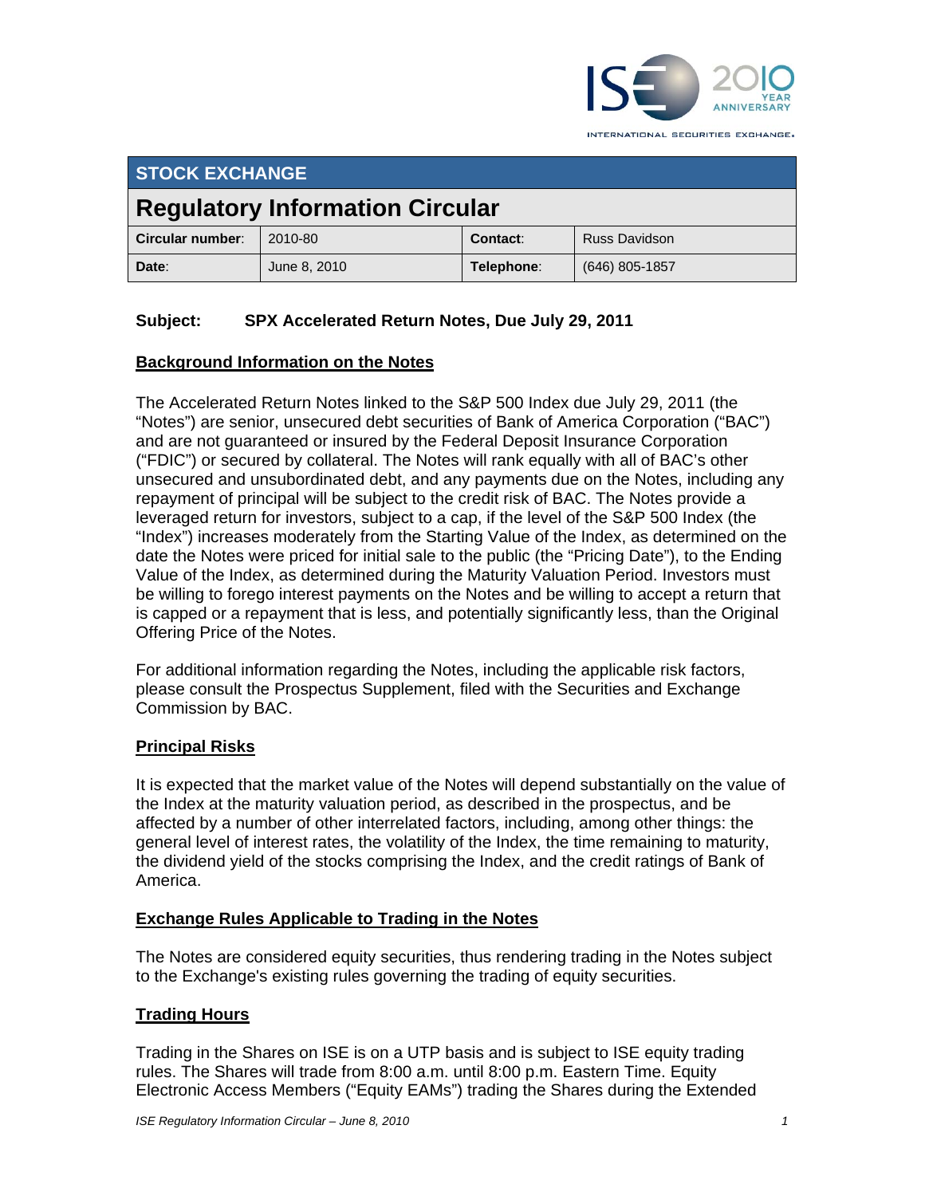## STOCK EXCHANGE

# Regulatory Information Circular

| Circular number: | 2010-80 | Contact: | Russ Davidson |
|---|---|---|---|
| Date: | June 8, 2010 | Telephone: | (646) 805-1857 |

**Subject: SPX Accelerated Return Notes, Due July 29, 2011**

**Background Information on the Notes**

The Accelerated Return Notes linked to the S&P 500 Index due July 29, 2011 (the "Notes") are senior, unsecured debt securities of Bank of America Corporation ("BAC") and are not guaranteed or insured by the Federal Deposit Insurance Corporation ("FDIC") or secured by collateral. The Notes will rank equally with all of BAC's other unsecured and unsubordinated debt, and any payments due on the Notes, including any repayment of principal will be subject to the credit risk of BAC. The Notes provide a leveraged return for investors, subject to a cap, if the level of the S&P 500 Index (the "Index") increases moderately from the Starting Value of the Index, as determined on the date the Notes were priced for initial sale to the public (the "Pricing Date"), to the Ending Value of the Index, as determined during the Maturity Valuation Period. Investors must be willing to forego interest payments on the Notes and be willing to accept a return that is capped or a repayment that is less, and potentially significantly less, than the Original Offering Price of the Notes.

For additional information regarding the Notes, including the applicable risk factors, please consult the Prospectus Supplement, filed with the Securities and Exchange Commission by BAC.

**Principal Risks**

It is expected that the market value of the Notes will depend substantially on the value of the Index at the maturity valuation period, as described in the prospectus, and be affected by a number of other interrelated factors, including, among other things: the general level of interest rates, the volatility of the Index, the time remaining to maturity, the dividend yield of the stocks comprising the Index, and the credit ratings of Bank of America.

**Exchange Rules Applicable to Trading in the Notes**

The Notes are considered equity securities, thus rendering trading in the Notes subject to the Exchange's existing rules governing the trading of equity securities.

**Trading Hours**

Trading in the Shares on ISE is on a UTP basis and is subject to ISE equity trading rules. The Shares will trade from 8:00 a.m. until 8:00 p.m. Eastern Time. Equity Electronic Access Members ("Equity EAMs") trading the Shares during the Extended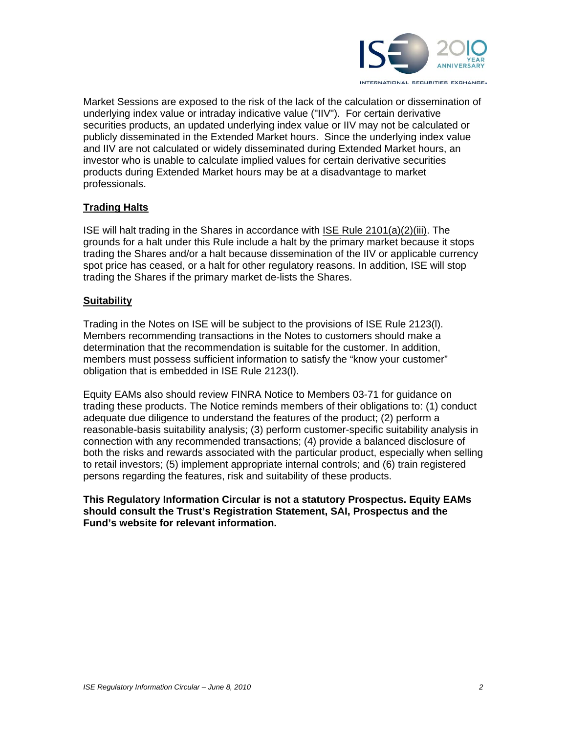Market Sessions are exposed to the risk of the lack of the calculation or dissemination of underlying index value or intraday indicative value ("IIV"). For certain derivative securities products, an updated underlying index value or IIV may not be calculated or publicly disseminated in the Extended Market hours. Since the underlying index value and IIV are not calculated or widely disseminated during Extended Market hours, an investor who is unable to calculate implied values for certain derivative securities products during Extended Market hours may be at a disadvantage to market professionals.

**Trading Halts**

ISE will halt trading in the Shares in accordance with ISE Rule 2101(a)(2)(iii). The grounds for a halt under this Rule include a halt by the primary market because it stops trading the Shares and/or a halt because dissemination of the IIV or applicable currency spot price has ceased, or a halt for other regulatory reasons. In addition, ISE will stop trading the Shares if the primary market de-lists the Shares.

**Suitability**

Trading in the Notes on ISE will be subject to the provisions of ISE Rule 2123(l). Members recommending transactions in the Notes to customers should make a determination that the recommendation is suitable for the customer. In addition, members must possess sufficient information to satisfy the "know your customer" obligation that is embedded in ISE Rule 2123(l).

Equity EAMs also should review FINRA Notice to Members 03-71 for guidance on trading these products. The Notice reminds members of their obligations to: (1) conduct adequate due diligence to understand the features of the product; (2) perform a reasonable-basis suitability analysis; (3) perform customer-specific suitability analysis in connection with any recommended transactions; (4) provide a balanced disclosure of both the risks and rewards associated with the particular product, especially when selling to retail investors; (5) implement appropriate internal controls; and (6) train registered persons regarding the features, risk and suitability of these products.

**This Regulatory Information Circular is not a statutory Prospectus. Equity EAMs should consult the Trust's Registration Statement, SAI, Prospectus and the Fund's website for relevant information.**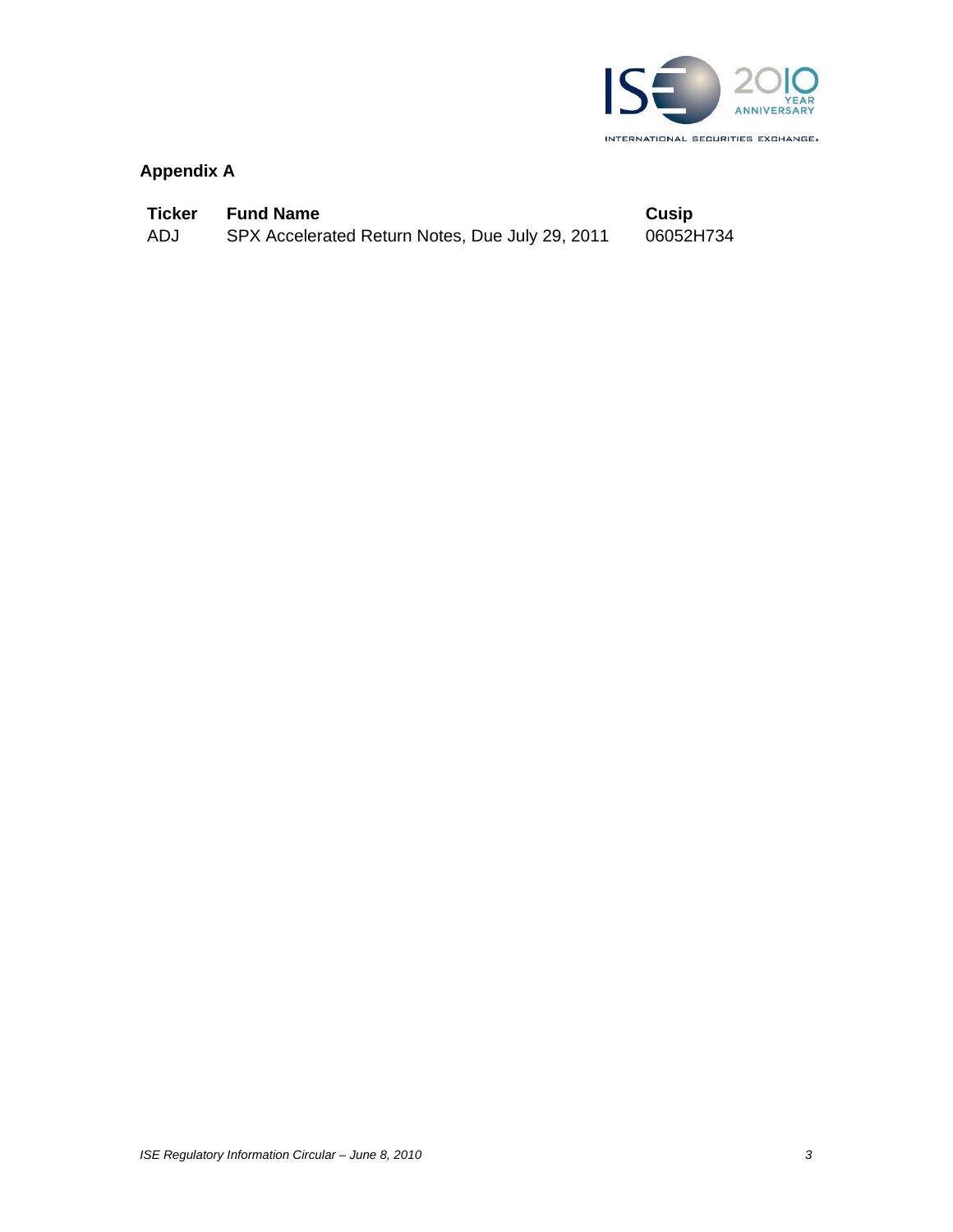## Appendix A

| Ticker | Fund Name | Cusip |
|---|---|---|
| ADJ | SPX Accelerated Return Notes, Due July 29, 2011 | 06052H734 |